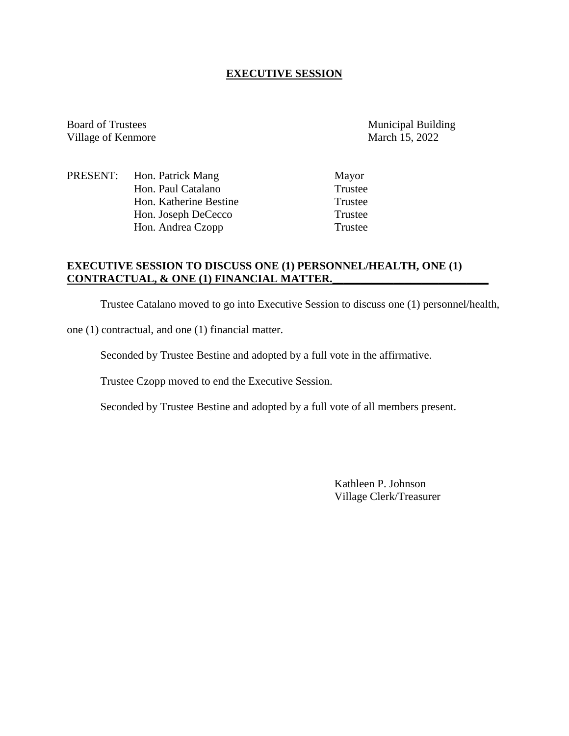# EXECUTIVE SESSION

Board of Trustees
Village of Kenmore

Municipal Building
March 15, 2022

| PRESENT: | Hon. Patrick Mang | Mayor |
|---|---|---|
| | Hon. Paul Catalano | Trustee |
| | Hon. Katherine Bestine | Trustee |
| | Hon. Joseph DeCecco | Trustee |
| | Hon. Andrea Czopp | Trustee |

**EXECUTIVE SESSION TO DISCUSS ONE (1) PERSONNEL/HEALTH, ONE (1) CONTRACTUAL, & ONE (1) FINANCIAL MATTER.**

Trustee Catalano moved to go into Executive Session to discuss one (1) personnel/health, one (1) contractual, and one (1) financial matter.

Seconded by Trustee Bestine and adopted by a full vote in the affirmative.

Trustee Czopp moved to end the Executive Session.

Seconded by Trustee Bestine and adopted by a full vote of all members present.

Kathleen P. Johnson
Village Clerk/Treasurer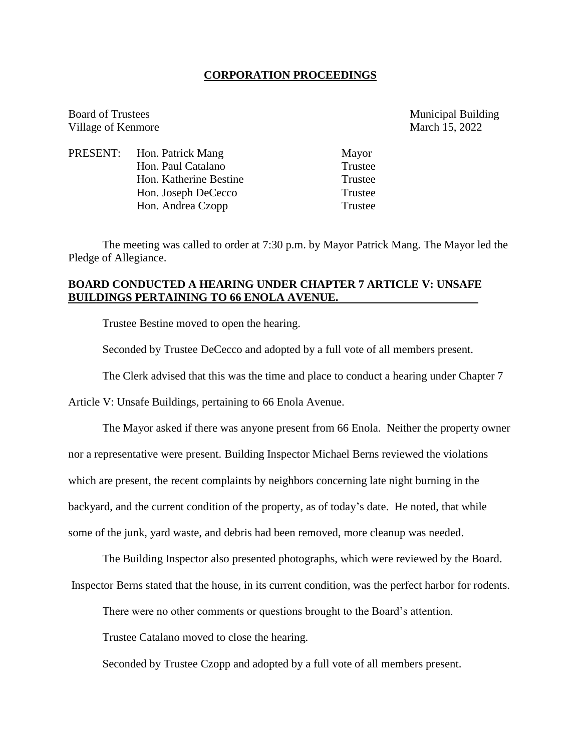## CORPORATION PROCEEDINGS

Board of Trustees  
Village of Kenmore

Municipal Building  
March 15, 2022

| PRESENT: | Hon. Patrick Mang | Mayor |
|---|---|---|
| | Hon. Paul Catalano | Trustee |
| | Hon. Katherine Bestine | Trustee |
| | Hon. Joseph DeCecco | Trustee |
| | Hon. Andrea Czopp | Trustee |

The meeting was called to order at 7:30 p.m. by Mayor Patrick Mang. The Mayor led the Pledge of Allegiance.

**BOARD CONDUCTED A HEARING UNDER CHAPTER 7 ARTICLE V: UNSAFE BUILDINGS PERTAINING TO 66 ENOLA AVENUE.**

Trustee Bestine moved to open the hearing.

Seconded by Trustee DeCecco and adopted by a full vote of all members present.

The Clerk advised that this was the time and place to conduct a hearing under Chapter 7 Article V: Unsafe Buildings, pertaining to 66 Enola Avenue.

The Mayor asked if there was anyone present from 66 Enola. Neither the property owner nor a representative were present. Building Inspector Michael Berns reviewed the violations which are present, the recent complaints by neighbors concerning late night burning in the backyard, and the current condition of the property, as of today's date. He noted, that while some of the junk, yard waste, and debris had been removed, more cleanup was needed.

The Building Inspector also presented photographs, which were reviewed by the Board. Inspector Berns stated that the house, in its current condition, was the perfect harbor for rodents.

There were no other comments or questions brought to the Board's attention.

Trustee Catalano moved to close the hearing.

Seconded by Trustee Czopp and adopted by a full vote of all members present.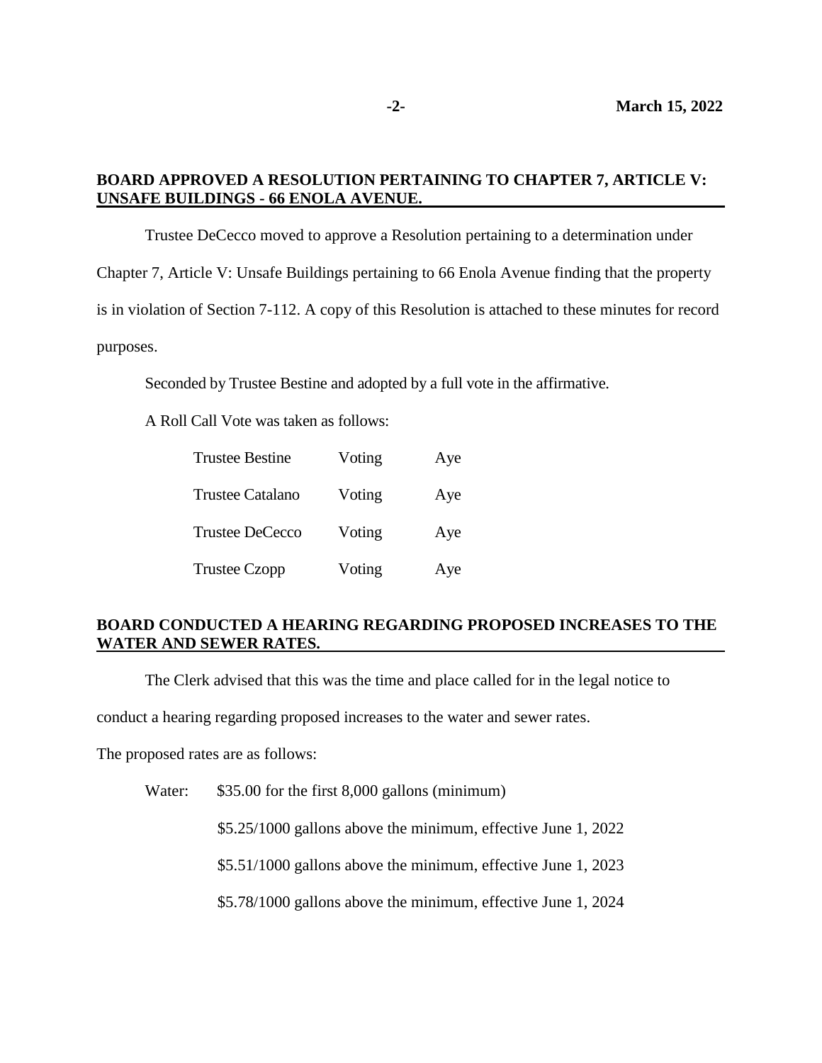**BOARD APPROVED A RESOLUTION PERTAINING TO CHAPTER 7, ARTICLE V: UNSAFE BUILDINGS - 66 ENOLA AVENUE.**

Trustee DeCecco moved to approve a Resolution pertaining to a determination under Chapter 7, Article V: Unsafe Buildings pertaining to 66 Enola Avenue finding that the property is in violation of Section 7-112. A copy of this Resolution is attached to these minutes for record purposes.

Seconded by Trustee Bestine and adopted by a full vote in the affirmative.

A Roll Call Vote was taken as follows:

| | | |
|---|---|---|
| Trustee Bestine | Voting | Aye |
| Trustee Catalano | Voting | Aye |
| Trustee DeCecco | Voting | Aye |
| Trustee Czopp | Voting | Aye |

**BOARD CONDUCTED A HEARING REGARDING PROPOSED INCREASES TO THE WATER AND SEWER RATES.**

The Clerk advised that this was the time and place called for in the legal notice to conduct a hearing regarding proposed increases to the water and sewer rates.

The proposed rates are as follows:

Water: $35.00 for the first 8,000 gallons (minimum)

$5.25/1000 gallons above the minimum, effective June 1, 2022

$5.51/1000 gallons above the minimum, effective June 1, 2023

$5.78/1000 gallons above the minimum, effective June 1, 2024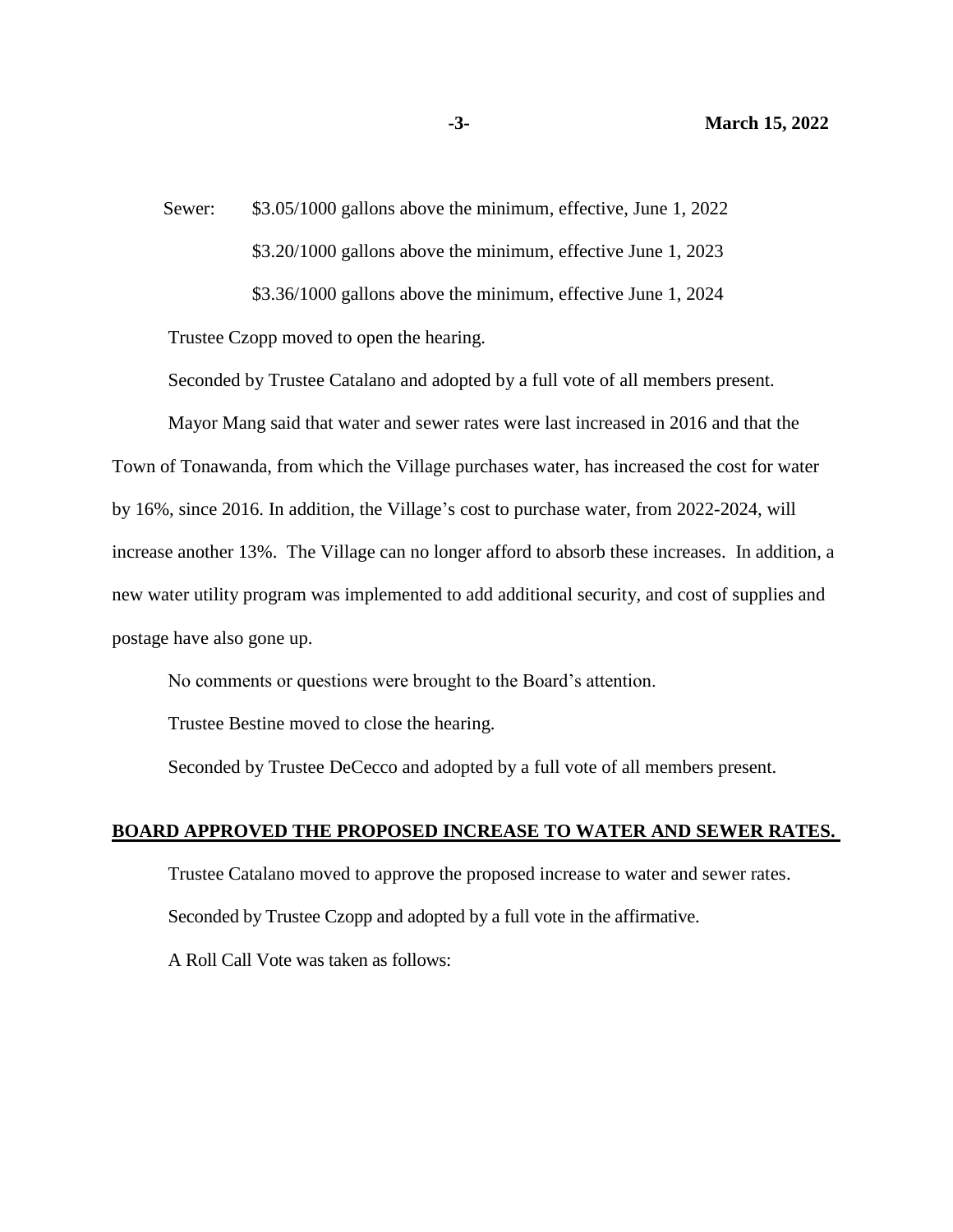Sewer: $3.05/1000 gallons above the minimum, effective, June 1, 2022

$3.20/1000 gallons above the minimum, effective June 1, 2023

$3.36/1000 gallons above the minimum, effective June 1, 2024

Trustee Czopp moved to open the hearing.

Seconded by Trustee Catalano and adopted by a full vote of all members present.

Mayor Mang said that water and sewer rates were last increased in 2016 and that the Town of Tonawanda, from which the Village purchases water, has increased the cost for water by 16%, since 2016. In addition, the Village's cost to purchase water, from 2022-2024, will increase another 13%. The Village can no longer afford to absorb these increases. In addition, a new water utility program was implemented to add additional security, and cost of supplies and postage have also gone up.

No comments or questions were brought to the Board's attention.

Trustee Bestine moved to close the hearing.

Seconded by Trustee DeCecco and adopted by a full vote of all members present.

**BOARD APPROVED THE PROPOSED INCREASE TO WATER AND SEWER RATES.**

Trustee Catalano moved to approve the proposed increase to water and sewer rates.

Seconded by Trustee Czopp and adopted by a full vote in the affirmative.

A Roll Call Vote was taken as follows: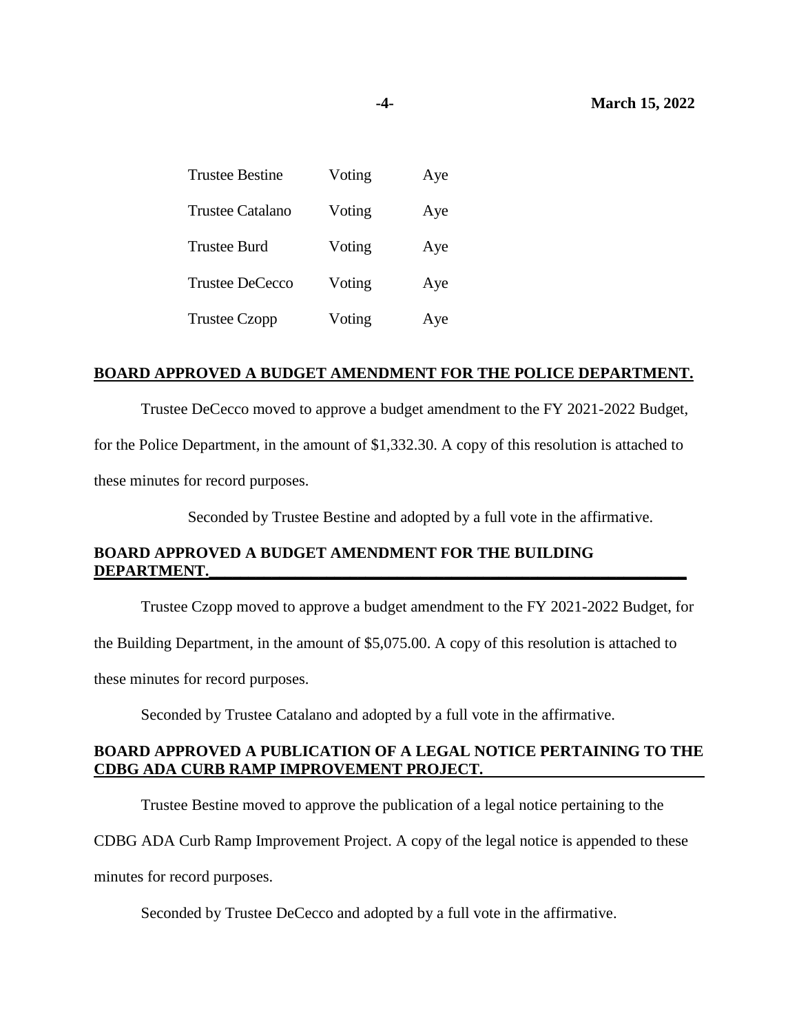| | | |
|---|---|---|
| Trustee Bestine | Voting | Aye |
| Trustee Catalano | Voting | Aye |
| Trustee Burd | Voting | Aye |
| Trustee DeCecco | Voting | Aye |
| Trustee Czopp | Voting | Aye |

**BOARD APPROVED A BUDGET AMENDMENT FOR THE POLICE DEPARTMENT.**

Trustee DeCecco moved to approve a budget amendment to the FY 2021-2022 Budget, for the Police Department, in the amount of $1,332.30. A copy of this resolution is attached to these minutes for record purposes.

Seconded by Trustee Bestine and adopted by a full vote in the affirmative.

**BOARD APPROVED A BUDGET AMENDMENT FOR THE BUILDING DEPARTMENT.**

Trustee Czopp moved to approve a budget amendment to the FY 2021-2022 Budget, for the Building Department, in the amount of $5,075.00. A copy of this resolution is attached to these minutes for record purposes.

Seconded by Trustee Catalano and adopted by a full vote in the affirmative.

**BOARD APPROVED A PUBLICATION OF A LEGAL NOTICE PERTAINING TO THE CDBG ADA CURB RAMP IMPROVEMENT PROJECT.**

Trustee Bestine moved to approve the publication of a legal notice pertaining to the CDBG ADA Curb Ramp Improvement Project. A copy of the legal notice is appended to these minutes for record purposes.

Seconded by Trustee DeCecco and adopted by a full vote in the affirmative.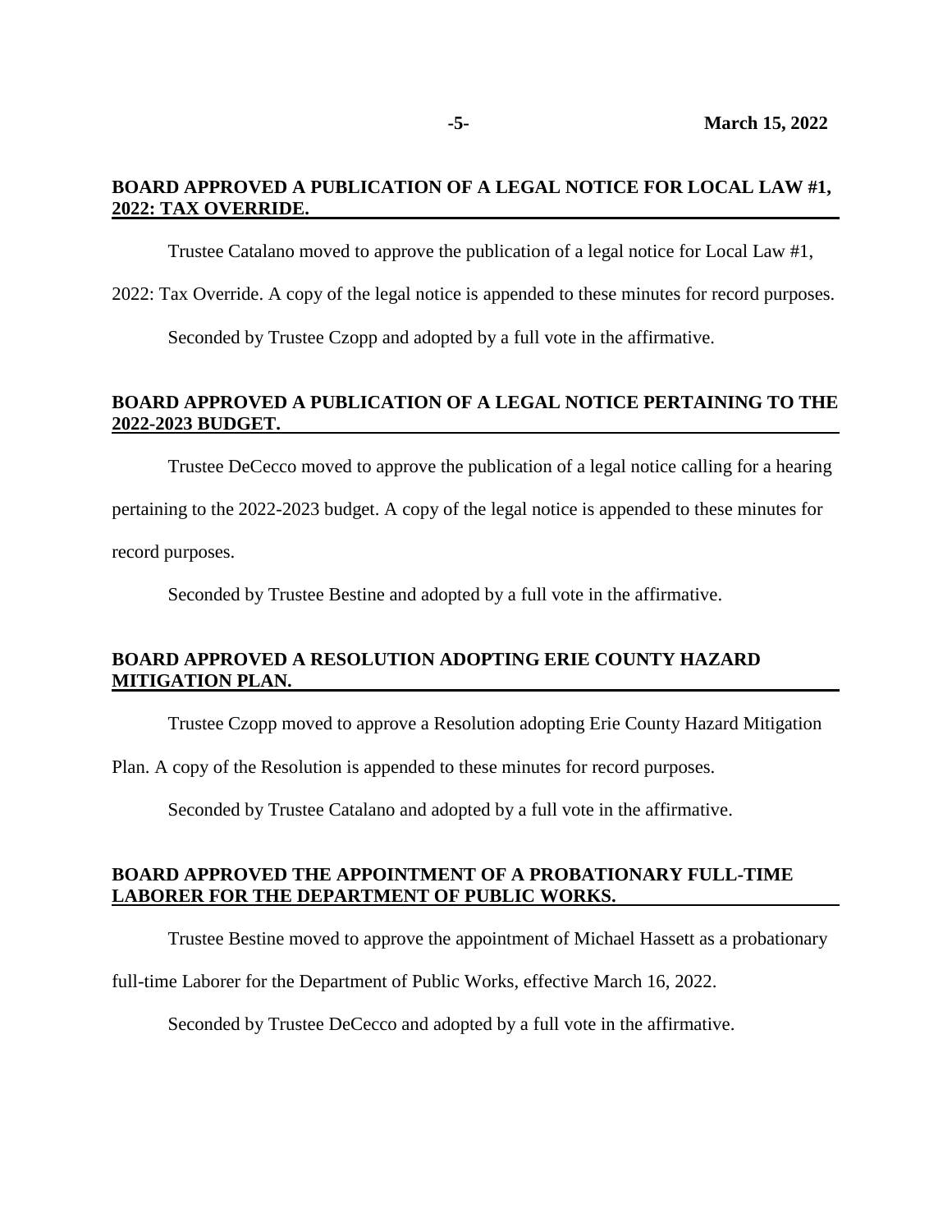**BOARD APPROVED A PUBLICATION OF A LEGAL NOTICE FOR LOCAL LAW #1, 2022: TAX OVERRIDE.**

Trustee Catalano moved to approve the publication of a legal notice for Local Law #1, 2022: Tax Override. A copy of the legal notice is appended to these minutes for record purposes.

Seconded by Trustee Czopp and adopted by a full vote in the affirmative.

**BOARD APPROVED A PUBLICATION OF A LEGAL NOTICE PERTAINING TO THE 2022-2023 BUDGET.**

Trustee DeCecco moved to approve the publication of a legal notice calling for a hearing pertaining to the 2022-2023 budget. A copy of the legal notice is appended to these minutes for record purposes.

Seconded by Trustee Bestine and adopted by a full vote in the affirmative.

**BOARD APPROVED A RESOLUTION ADOPTING ERIE COUNTY HAZARD MITIGATION PLAN.**

Trustee Czopp moved to approve a Resolution adopting Erie County Hazard Mitigation Plan. A copy of the Resolution is appended to these minutes for record purposes.

Seconded by Trustee Catalano and adopted by a full vote in the affirmative.

**BOARD APPROVED THE APPOINTMENT OF A PROBATIONARY FULL-TIME LABORER FOR THE DEPARTMENT OF PUBLIC WORKS.**

Trustee Bestine moved to approve the appointment of Michael Hassett as a probationary full-time Laborer for the Department of Public Works, effective March 16, 2022.

Seconded by Trustee DeCecco and adopted by a full vote in the affirmative.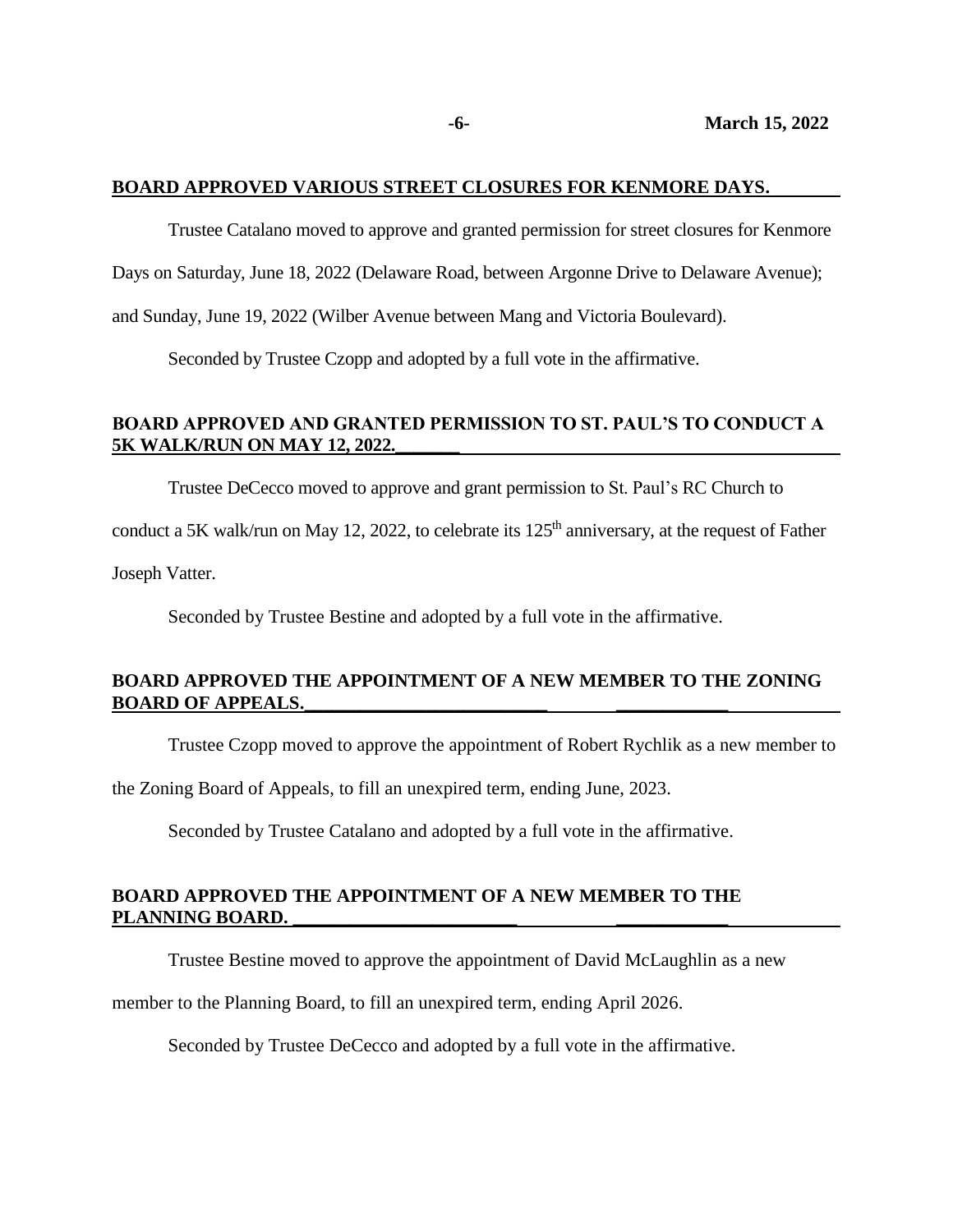**BOARD APPROVED VARIOUS STREET CLOSURES FOR KENMORE DAYS.**

Trustee Catalano moved to approve and granted permission for street closures for Kenmore Days on Saturday, June 18, 2022 (Delaware Road, between Argonne Drive to Delaware Avenue); and Sunday, June 19, 2022 (Wilber Avenue between Mang and Victoria Boulevard).

Seconded by Trustee Czopp and adopted by a full vote in the affirmative.

**BOARD APPROVED AND GRANTED PERMISSION TO ST. PAUL'S TO CONDUCT A 5K WALK/RUN ON MAY 12, 2022.**

Trustee DeCecco moved to approve and grant permission to St. Paul's RC Church to conduct a 5K walk/run on May 12, 2022, to celebrate its 125th anniversary, at the request of Father Joseph Vatter.

Seconded by Trustee Bestine and adopted by a full vote in the affirmative.

**BOARD APPROVED THE APPOINTMENT OF A NEW MEMBER TO THE ZONING BOARD OF APPEALS.**

Trustee Czopp moved to approve the appointment of Robert Rychlik as a new member to the Zoning Board of Appeals, to fill an unexpired term, ending June, 2023.

Seconded by Trustee Catalano and adopted by a full vote in the affirmative.

**BOARD APPROVED THE APPOINTMENT OF A NEW MEMBER TO THE PLANNING BOARD.**

Trustee Bestine moved to approve the appointment of David McLaughlin as a new member to the Planning Board, to fill an unexpired term, ending April 2026.

Seconded by Trustee DeCecco and adopted by a full vote in the affirmative.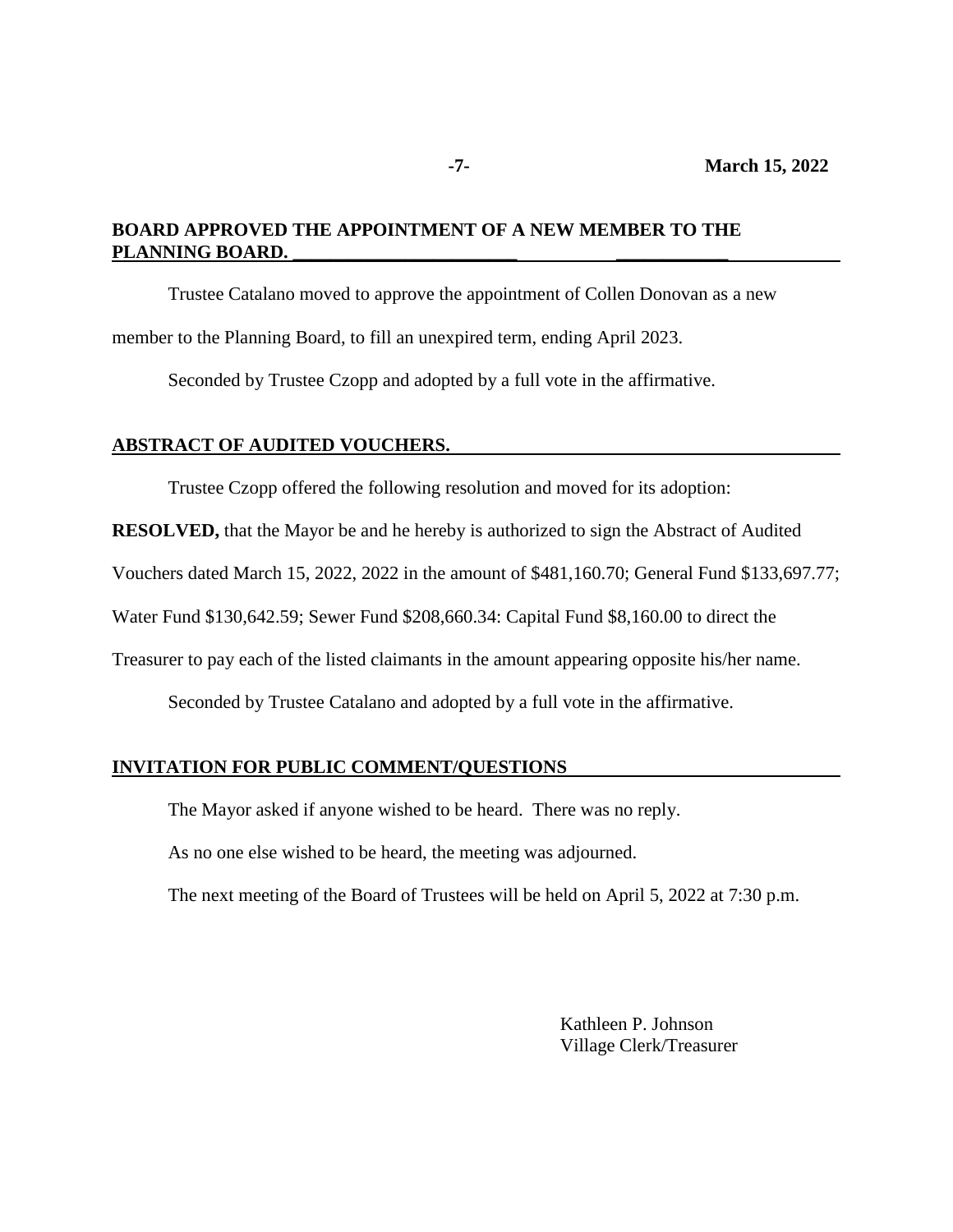**BOARD APPROVED THE APPOINTMENT OF A NEW MEMBER TO THE PLANNING BOARD.**

Trustee Catalano moved to approve the appointment of Collen Donovan as a new member to the Planning Board, to fill an unexpired term, ending April 2023.

Seconded by Trustee Czopp and adopted by a full vote in the affirmative.

**ABSTRACT OF AUDITED VOUCHERS.**

Trustee Czopp offered the following resolution and moved for its adoption:

**RESOLVED,** that the Mayor be and he hereby is authorized to sign the Abstract of Audited Vouchers dated March 15, 2022, 2022 in the amount of $481,160.70; General Fund $133,697.77; Water Fund $130,642.59; Sewer Fund $208,660.34: Capital Fund $8,160.00 to direct the Treasurer to pay each of the listed claimants in the amount appearing opposite his/her name.

Seconded by Trustee Catalano and adopted by a full vote in the affirmative.

**INVITATION FOR PUBLIC COMMENT/QUESTIONS**

The Mayor asked if anyone wished to be heard. There was no reply.

As no one else wished to be heard, the meeting was adjourned.

The next meeting of the Board of Trustees will be held on April 5, 2022 at 7:30 p.m.

Kathleen P. Johnson
Village Clerk/Treasurer